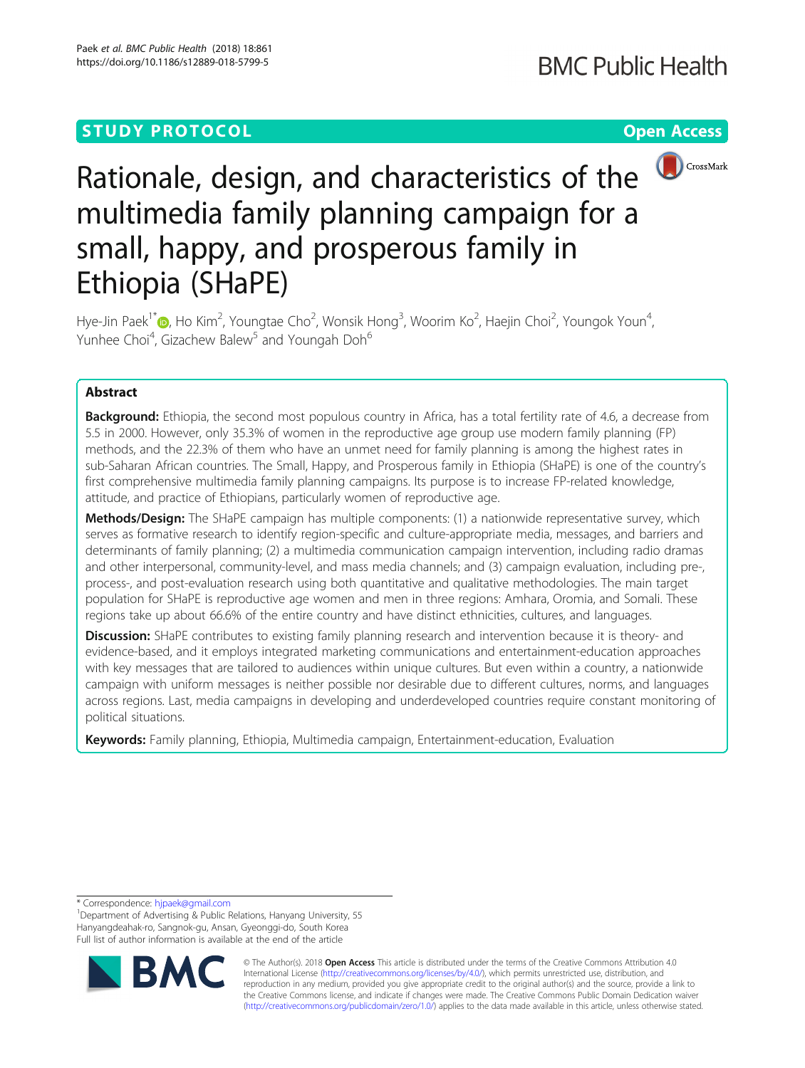STUDY PROTOCOL

Open Access

# Rationale, design, and characteristics of the multimedia family planning campaign for a small, happy, and prosperous family in Ethiopia (SHaPE)

Hye-Jin Paek[1*], Ho Kim[2], Youngtae Cho[2], Wonsik Hong[3], Woorim Ko[2], Haejin Choi[2], Youngok Youn[4], Yunhee Choi[4], Gizachew Balew[5] and Youngah Doh[6]

## Abstract

**Background:** Ethiopia, the second most populous country in Africa, has a total fertility rate of 4.6, a decrease from 5.5 in 2000. However, only 35.3% of women in the reproductive age group use modern family planning (FP) methods, and the 22.3% of them who have an unmet need for family planning is among the highest rates in sub-Saharan African countries. The Small, Happy, and Prosperous family in Ethiopia (SHaPE) is one of the country's first comprehensive multimedia family planning campaigns. Its purpose is to increase FP-related knowledge, attitude, and practice of Ethiopians, particularly women of reproductive age.

**Methods/Design:** The SHaPE campaign has multiple components: (1) a nationwide representative survey, which serves as formative research to identify region-specific and culture-appropriate media, messages, and barriers and determinants of family planning; (2) a multimedia communication campaign intervention, including radio dramas and other interpersonal, community-level, and mass media channels; and (3) campaign evaluation, including pre-, process-, and post-evaluation research using both quantitative and qualitative methodologies. The main target population for SHaPE is reproductive age women and men in three regions: Amhara, Oromia, and Somali. These regions take up about 66.6% of the entire country and have distinct ethnicities, cultures, and languages.

**Discussion:** SHaPE contributes to existing family planning research and intervention because it is theory- and evidence-based, and it employs integrated marketing communications and entertainment-education approaches with key messages that are tailored to audiences within unique cultures. But even within a country, a nationwide campaign with uniform messages is neither possible nor desirable due to different cultures, norms, and languages across regions. Last, media campaigns in developing and underdeveloped countries require constant monitoring of political situations.

**Keywords:** Family planning, Ethiopia, Multimedia campaign, Entertainment-education, Evaluation

* Correspondence: hjpaek@gmail.com
[1]Department of Advertising & Public Relations, Hanyang University, 55 Hanyangdeahak-ro, Sangnok-gu, Ansan, Gyeonggi-do, South Korea
Full list of author information is available at the end of the article

© The Author(s). 2018 **Open Access** This article is distributed under the terms of the Creative Commons Attribution 4.0 International License (http://creativecommons.org/licenses/by/4.0/), which permits unrestricted use, distribution, and reproduction in any medium, provided you give appropriate credit to the original author(s) and the source, provide a link to the Creative Commons license, and indicate if changes were made. The Creative Commons Public Domain Dedication waiver (http://creativecommons.org/publicdomain/zero/1.0/) applies to the data made available in this article, unless otherwise stated.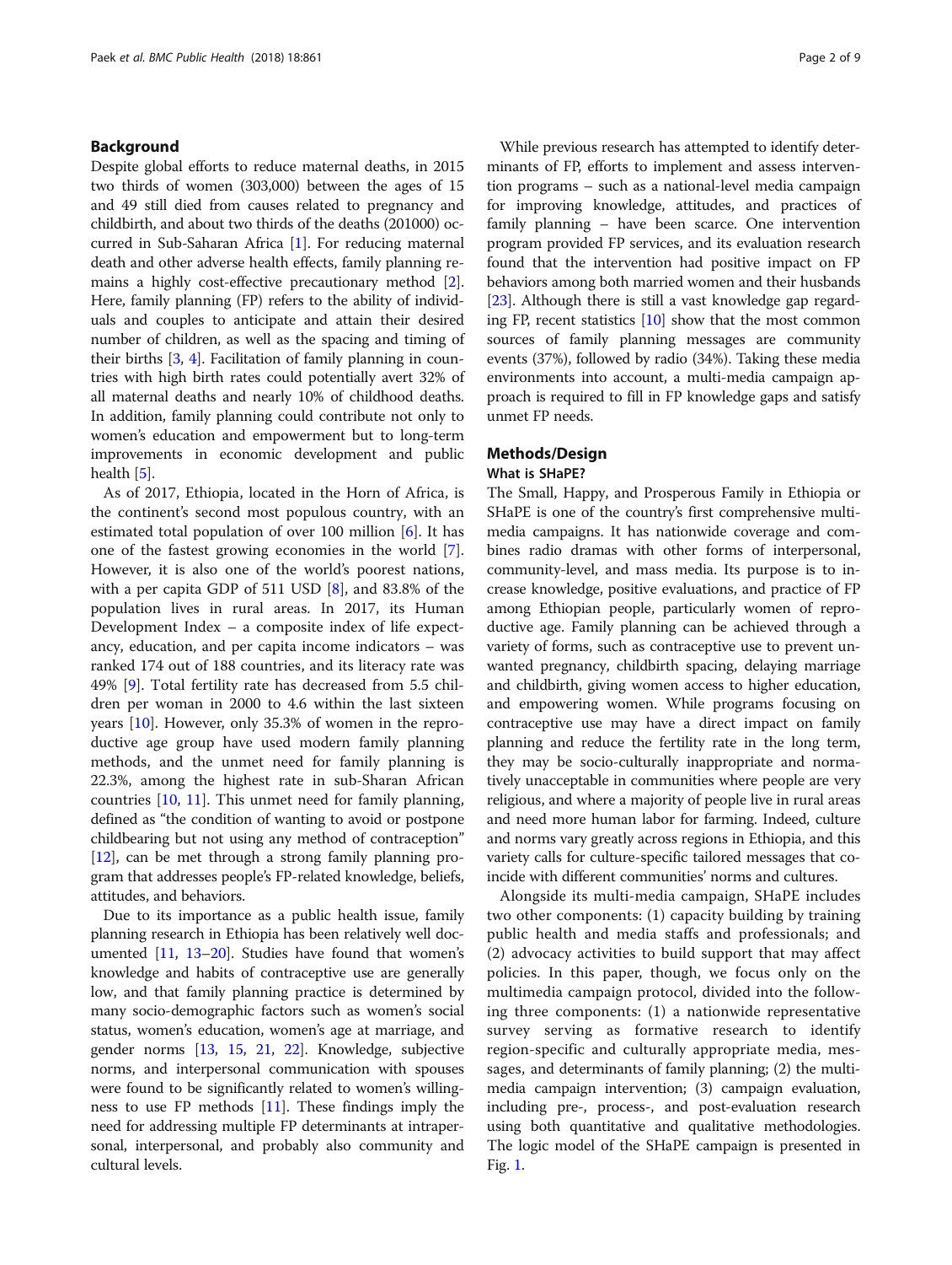## Background

Despite global efforts to reduce maternal deaths, in 2015 two thirds of women (303,000) between the ages of 15 and 49 still died from causes related to pregnancy and childbirth, and about two thirds of the deaths (201000) occurred in Sub-Saharan Africa [1]. For reducing maternal death and other adverse health effects, family planning remains a highly cost-effective precautionary method [2]. Here, family planning (FP) refers to the ability of individuals and couples to anticipate and attain their desired number of children, as well as the spacing and timing of their births [3, 4]. Facilitation of family planning in countries with high birth rates could potentially avert 32% of all maternal deaths and nearly 10% of childhood deaths. In addition, family planning could contribute not only to women's education and empowerment but to long-term improvements in economic development and public health [5].

As of 2017, Ethiopia, located in the Horn of Africa, is the continent's second most populous country, with an estimated total population of over 100 million [6]. It has one of the fastest growing economies in the world [7]. However, it is also one of the world's poorest nations, with a per capita GDP of 511 USD [8], and 83.8% of the population lives in rural areas. In 2017, its Human Development Index – a composite index of life expectancy, education, and per capita income indicators – was ranked 174 out of 188 countries, and its literacy rate was 49% [9]. Total fertility rate has decreased from 5.5 children per woman in 2000 to 4.6 within the last sixteen years [10]. However, only 35.3% of women in the reproductive age group have used modern family planning methods, and the unmet need for family planning is 22.3%, among the highest rate in sub-Sharan African countries [10, 11]. This unmet need for family planning, defined as "the condition of wanting to avoid or postpone childbearing but not using any method of contraception" [12], can be met through a strong family planning program that addresses people's FP-related knowledge, beliefs, attitudes, and behaviors.

Due to its importance as a public health issue, family planning research in Ethiopia has been relatively well documented [11, 13–20]. Studies have found that women's knowledge and habits of contraceptive use are generally low, and that family planning practice is determined by many socio-demographic factors such as women's social status, women's education, women's age at marriage, and gender norms [13, 15, 21, 22]. Knowledge, subjective norms, and interpersonal communication with spouses were found to be significantly related to women's willingness to use FP methods [11]. These findings imply the need for addressing multiple FP determinants at intrapersonal, interpersonal, and probably also community and cultural levels.

While previous research has attempted to identify determinants of FP, efforts to implement and assess intervention programs – such as a national-level media campaign for improving knowledge, attitudes, and practices of family planning – have been scarce. One intervention program provided FP services, and its evaluation research found that the intervention had positive impact on FP behaviors among both married women and their husbands [23]. Although there is still a vast knowledge gap regarding FP, recent statistics [10] show that the most common sources of family planning messages are community events (37%), followed by radio (34%). Taking these media environments into account, a multi-media campaign approach is required to fill in FP knowledge gaps and satisfy unmet FP needs.

## Methods/Design

### What is SHaPE?

The Small, Happy, and Prosperous Family in Ethiopia or SHaPE is one of the country's first comprehensive multimedia campaigns. It has nationwide coverage and combines radio dramas with other forms of interpersonal, community-level, and mass media. Its purpose is to increase knowledge, positive evaluations, and practice of FP among Ethiopian people, particularly women of reproductive age. Family planning can be achieved through a variety of forms, such as contraceptive use to prevent unwanted pregnancy, childbirth spacing, delaying marriage and childbirth, giving women access to higher education, and empowering women. While programs focusing on contraceptive use may have a direct impact on family planning and reduce the fertility rate in the long term, they may be socio-culturally inappropriate and normatively unacceptable in communities where people are very religious, and where a majority of people live in rural areas and need more human labor for farming. Indeed, culture and norms vary greatly across regions in Ethiopia, and this variety calls for culture-specific tailored messages that coincide with different communities' norms and cultures.

Alongside its multi-media campaign, SHaPE includes two other components: (1) capacity building by training public health and media staffs and professionals; and (2) advocacy activities to build support that may affect policies. In this paper, though, we focus only on the multimedia campaign protocol, divided into the following three components: (1) a nationwide representative survey serving as formative research to identify region-specific and culturally appropriate media, messages, and determinants of family planning; (2) the multimedia campaign intervention; (3) campaign evaluation, including pre-, process-, and post-evaluation research using both quantitative and qualitative methodologies. The logic model of the SHaPE campaign is presented in Fig. 1.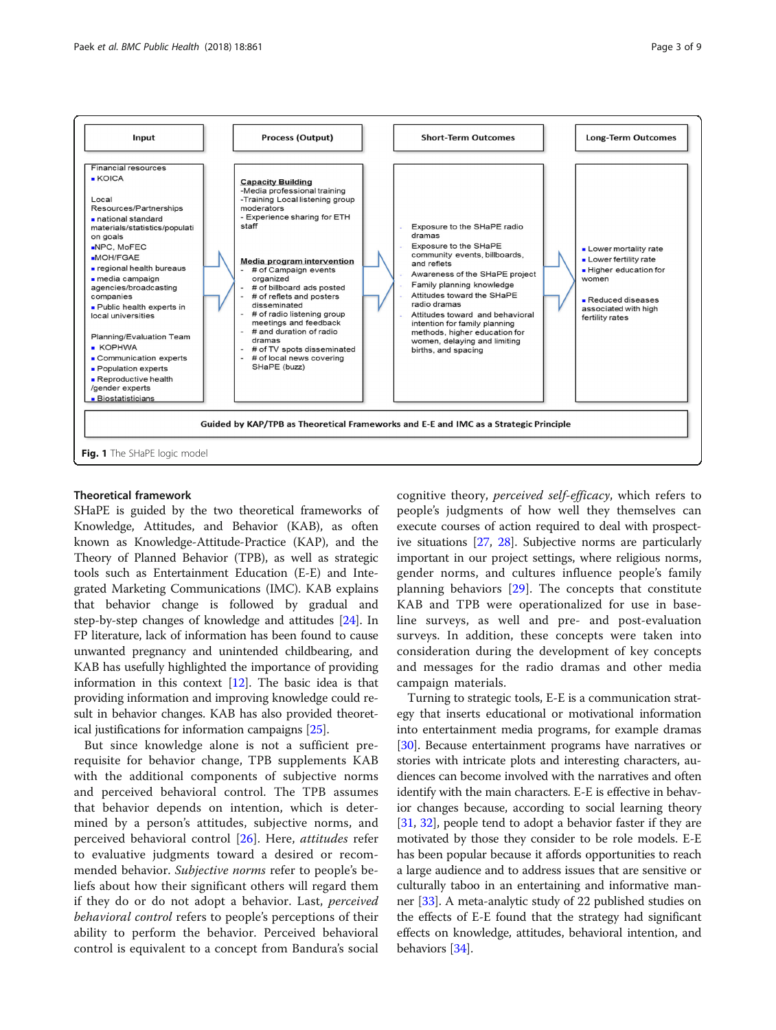| Input | Process (Output) | Short-Term Outcomes | Long-Term Outcomes |
|---|---|---|---|
| Financial resources<br>▪ KOICA<br><br>Local Resources/Partnerships<br>▪ national standard materials/statistics/population goals<br>▪NPC, MoFEC<br>▪MOH/FGAE<br>▪ regional health bureaus<br>▪ media campaign agencies/broadcasting companies<br>▪ Public health experts in local universities<br><br>Planning/Evaluation Team<br>▪ KOPHWA<br>▪ Communication experts<br>▪ Population experts<br>▪ Reproductive health /gender experts<br>▪ Biostatisticians | **Capacity Building**<br>-Media professional training<br>-Training Local listening group moderators<br>- Experience sharing for ETH staff<br><br>**Media program intervention**<br>- # of Campaign events organized<br>- # of billboard ads posted<br>- # of reflets and posters disseminated<br>- # of radio listening group meetings and feedback<br>- # and duration of radio dramas<br>- # of TV spots disseminated<br>- # of local news covering SHaPE (buzz) | - Exposure to the SHaPE radio dramas<br>- Exposure to the SHaPE community events, billboards, and reflets<br>- Awareness of the SHaPE project<br>- Family planning knowledge<br>- Attitudes toward the SHaPE radio dramas<br>- Attitudes toward and behavioral intention for family planning methods, higher education for women, delaying and limiting births, and spacing | ▪ Lower mortality rate<br>▪ Lower fertility rate<br>▪ Higher education for women<br><br>▪ Reduced diseases associated with high fertility rates |
| **Guided by KAP/TPB as Theoretical Frameworks and E-E and IMC as a Strategic Principle** | | | |

**Fig. 1** The SHaPE logic model

## Theoretical framework

SHaPE is guided by the two theoretical frameworks of Knowledge, Attitudes, and Behavior (KAB), as often known as Knowledge-Attitude-Practice (KAP), and the Theory of Planned Behavior (TPB), as well as strategic tools such as Entertainment Education (E-E) and Integrated Marketing Communications (IMC). KAB explains that behavior change is followed by gradual and step-by-step changes of knowledge and attitudes [24]. In FP literature, lack of information has been found to cause unwanted pregnancy and unintended childbearing, and KAB has usefully highlighted the importance of providing information in this context [12]. The basic idea is that providing information and improving knowledge could result in behavior changes. KAB has also provided theoretical justifications for information campaigns [25].

But since knowledge alone is not a sufficient prerequisite for behavior change, TPB supplements KAB with the additional components of subjective norms and perceived behavioral control. The TPB assumes that behavior depends on intention, which is determined by a person's attitudes, subjective norms, and perceived behavioral control [26]. Here, *attitudes* refer to evaluative judgments toward a desired or recommended behavior. *Subjective norms* refer to people's beliefs about how their significant others will regard them if they do or do not adopt a behavior. Last, *perceived behavioral control* refers to people's perceptions of their ability to perform the behavior. Perceived behavioral control is equivalent to a concept from Bandura's social cognitive theory, *perceived self-efficacy*, which refers to people's judgments of how well they themselves can execute courses of action required to deal with prospective situations [27, 28]. Subjective norms are particularly important in our project settings, where religious norms, gender norms, and cultures influence people's family planning behaviors [29]. The concepts that constitute KAB and TPB were operationalized for use in baseline surveys, as well and pre- and post-evaluation surveys. In addition, these concepts were taken into consideration during the development of key concepts and messages for the radio dramas and other media campaign materials.

Turning to strategic tools, E-E is a communication strategy that inserts educational or motivational information into entertainment media programs, for example dramas [30]. Because entertainment programs have narratives or stories with intricate plots and interesting characters, audiences can become involved with the narratives and often identify with the main characters. E-E is effective in behavior changes because, according to social learning theory [31, 32], people tend to adopt a behavior faster if they are motivated by those they consider to be role models. E-E has been popular because it affords opportunities to reach a large audience and to address issues that are sensitive or culturally taboo in an entertaining and informative manner [33]. A meta-analytic study of 22 published studies on the effects of E-E found that the strategy had significant effects on knowledge, attitudes, behavioral intention, and behaviors [34].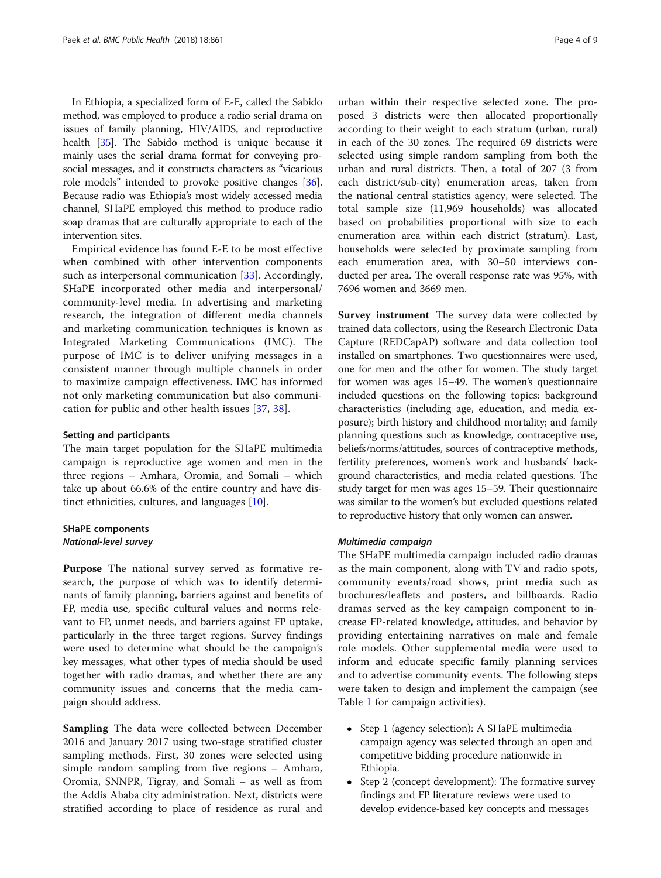In Ethiopia, a specialized form of E-E, called the Sabido method, was employed to produce a radio serial drama on issues of family planning, HIV/AIDS, and reproductive health [35]. The Sabido method is unique because it mainly uses the serial drama format for conveying prosocial messages, and it constructs characters as "vicarious role models" intended to provoke positive changes [36]. Because radio was Ethiopia's most widely accessed media channel, SHaPE employed this method to produce radio soap dramas that are culturally appropriate to each of the intervention sites.

Empirical evidence has found E-E to be most effective when combined with other intervention components such as interpersonal communication [33]. Accordingly, SHaPE incorporated other media and interpersonal/community-level media. In advertising and marketing research, the integration of different media channels and marketing communication techniques is known as Integrated Marketing Communications (IMC). The purpose of IMC is to deliver unifying messages in a consistent manner through multiple channels in order to maximize campaign effectiveness. IMC has informed not only marketing communication but also communication for public and other health issues [37, 38].

## Setting and participants

The main target population for the SHaPE multimedia campaign is reproductive age women and men in the three regions – Amhara, Oromia, and Somali – which take up about 66.6% of the entire country and have distinct ethnicities, cultures, and languages [10].

## SHaPE components

### *National-level survey*

**Purpose** The national survey served as formative research, the purpose of which was to identify determinants of family planning, barriers against and benefits of FP, media use, specific cultural values and norms relevant to FP, unmet needs, and barriers against FP uptake, particularly in the three target regions. Survey findings were used to determine what should be the campaign's key messages, what other types of media should be used together with radio dramas, and whether there are any community issues and concerns that the media campaign should address.

**Sampling** The data were collected between December 2016 and January 2017 using two-stage stratified cluster sampling methods. First, 30 zones were selected using simple random sampling from five regions – Amhara, Oromia, SNNPR, Tigray, and Somali – as well as from the Addis Ababa city administration. Next, districts were stratified according to place of residence as rural and urban within their respective selected zone. The proposed 3 districts were then allocated proportionally according to their weight to each stratum (urban, rural) in each of the 30 zones. The required 69 districts were selected using simple random sampling from both the urban and rural districts. Then, a total of 207 (3 from each district/sub-city) enumeration areas, taken from the national central statistics agency, were selected. The total sample size (11,969 households) was allocated based on probabilities proportional with size to each enumeration area within each district (stratum). Last, households were selected by proximate sampling from each enumeration area, with 30–50 interviews conducted per area. The overall response rate was 95%, with 7696 women and 3669 men.

**Survey instrument** The survey data were collected by trained data collectors, using the Research Electronic Data Capture (REDCapAP) software and data collection tool installed on smartphones. Two questionnaires were used, one for men and the other for women. The study target for women was ages 15–49. The women's questionnaire included questions on the following topics: background characteristics (including age, education, and media exposure); birth history and childhood mortality; and family planning questions such as knowledge, contraceptive use, beliefs/norms/attitudes, sources of contraceptive methods, fertility preferences, women's work and husbands' background characteristics, and media related questions. The study target for men was ages 15–59. Their questionnaire was similar to the women's but excluded questions related to reproductive history that only women can answer.

### *Multimedia campaign*

The SHaPE multimedia campaign included radio dramas as the main component, along with TV and radio spots, community events/road shows, print media such as brochures/leaflets and posters, and billboards. Radio dramas served as the key campaign component to increase FP-related knowledge, attitudes, and behavior by providing entertaining narratives on male and female role models. Other supplemental media were used to inform and educate specific family planning services and to advertise community events. The following steps were taken to design and implement the campaign (see Table 1 for campaign activities).

- Step 1 (agency selection): A SHaPE multimedia campaign agency was selected through an open and competitive bidding procedure nationwide in Ethiopia.
- Step 2 (concept development): The formative survey findings and FP literature reviews were used to develop evidence-based key concepts and messages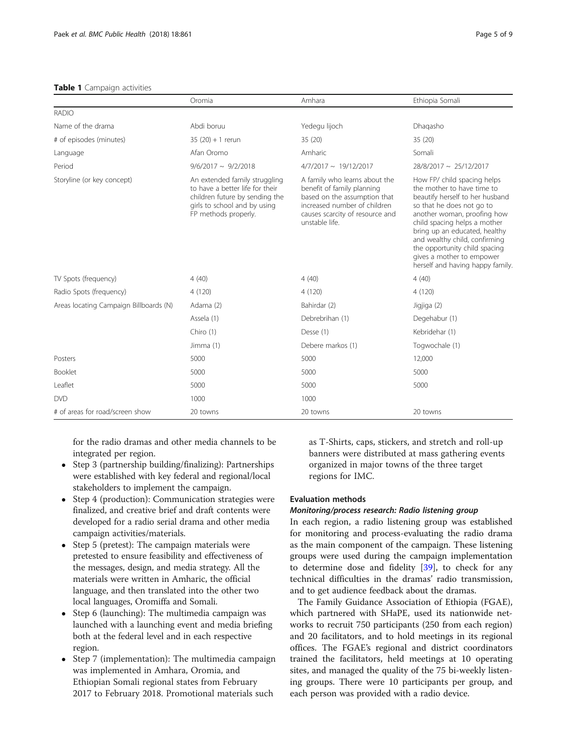**Table 1** Campaign activities

| | Oromia | Amhara | Ethiopia Somali |
|---|---|---|---|
| RADIO | | | |
| Name of the drama | Abdi boruu | Yedegu lijoch | Dhaqasho |
| # of episodes (minutes) | 35 (20) + 1 rerun | 35 (20) | 35 (20) |
| Language | Afan Oromo | Amharic | Somali |
| Period | 9/6/2017 ~ 9/2/2018 | 4/7/2017 ~ 19/12/2017 | 28/8/2017 ~ 25/12/2017 |
| Storyline (or key concept) | An extended family struggling to have a better life for their children future by sending the girls to school and by using FP methods properly. | A family who learns about the benefit of family planning based on the assumption that increased number of children causes scarcity of resource and unstable life. | How FP/ child spacing helps the mother to have time to beautify herself to her husband so that he does not go to another woman, proofing how child spacing helps a mother bring up an educated, healthy and wealthy child, confirming the opportunity child spacing gives a mother to empower herself and having happy family. |
| TV Spots (frequency) | 4 (40) | 4 (40) | 4 (40) |
| Radio Spots (frequency) | 4 (120) | 4 (120) | 4 (120) |
| Areas locating Campaign Billboards (N) | Adama (2) | Bahirdar (2) | Jigjiga (2) |
| | Assela (1) | Debrebrihan (1) | Degehabur (1) |
| | Chiro (1) | Desse (1) | Kebridehar (1) |
| | Jimma (1) | Debere markos (1) | Togwochale (1) |
| Posters | 5000 | 5000 | 12,000 |
| Booklet | 5000 | 5000 | 5000 |
| Leaflet | 5000 | 5000 | 5000 |
| DVD | 1000 | 1000 | |
| # of areas for road/screen show | 20 towns | 20 towns | 20 towns |

for the radio dramas and other media channels to be integrated per region.

- Step 3 (partnership building/finalizing): Partnerships were established with key federal and regional/local stakeholders to implement the campaign.
- Step 4 (production): Communication strategies were finalized, and creative brief and draft contents were developed for a radio serial drama and other media campaign activities/materials.
- Step 5 (pretest): The campaign materials were pretested to ensure feasibility and effectiveness of the messages, design, and media strategy. All the materials were written in Amharic, the official language, and then translated into the other two local languages, Oromiffa and Somali.
- Step 6 (launching): The multimedia campaign was launched with a launching event and media briefing both at the federal level and in each respective region.
- Step 7 (implementation): The multimedia campaign was implemented in Amhara, Oromia, and Ethiopian Somali regional states from February 2017 to February 2018. Promotional materials such as T-Shirts, caps, stickers, and stretch and roll-up banners were distributed at mass gathering events organized in major towns of the three target regions for IMC.

## Evaluation methods

### *Monitoring/process research: Radio listening group*

In each region, a radio listening group was established for monitoring and process-evaluating the radio drama as the main component of the campaign. These listening groups were used during the campaign implementation to determine dose and fidelity [39], to check for any technical difficulties in the dramas' radio transmission, and to get audience feedback about the dramas.

The Family Guidance Association of Ethiopia (FGAE), which partnered with SHaPE, used its nationwide networks to recruit 750 participants (250 from each region) and 20 facilitators, and to hold meetings in its regional offices. The FGAE's regional and district coordinators trained the facilitators, held meetings at 10 operating sites, and managed the quality of the 75 bi-weekly listening groups. There were 10 participants per group, and each person was provided with a radio device.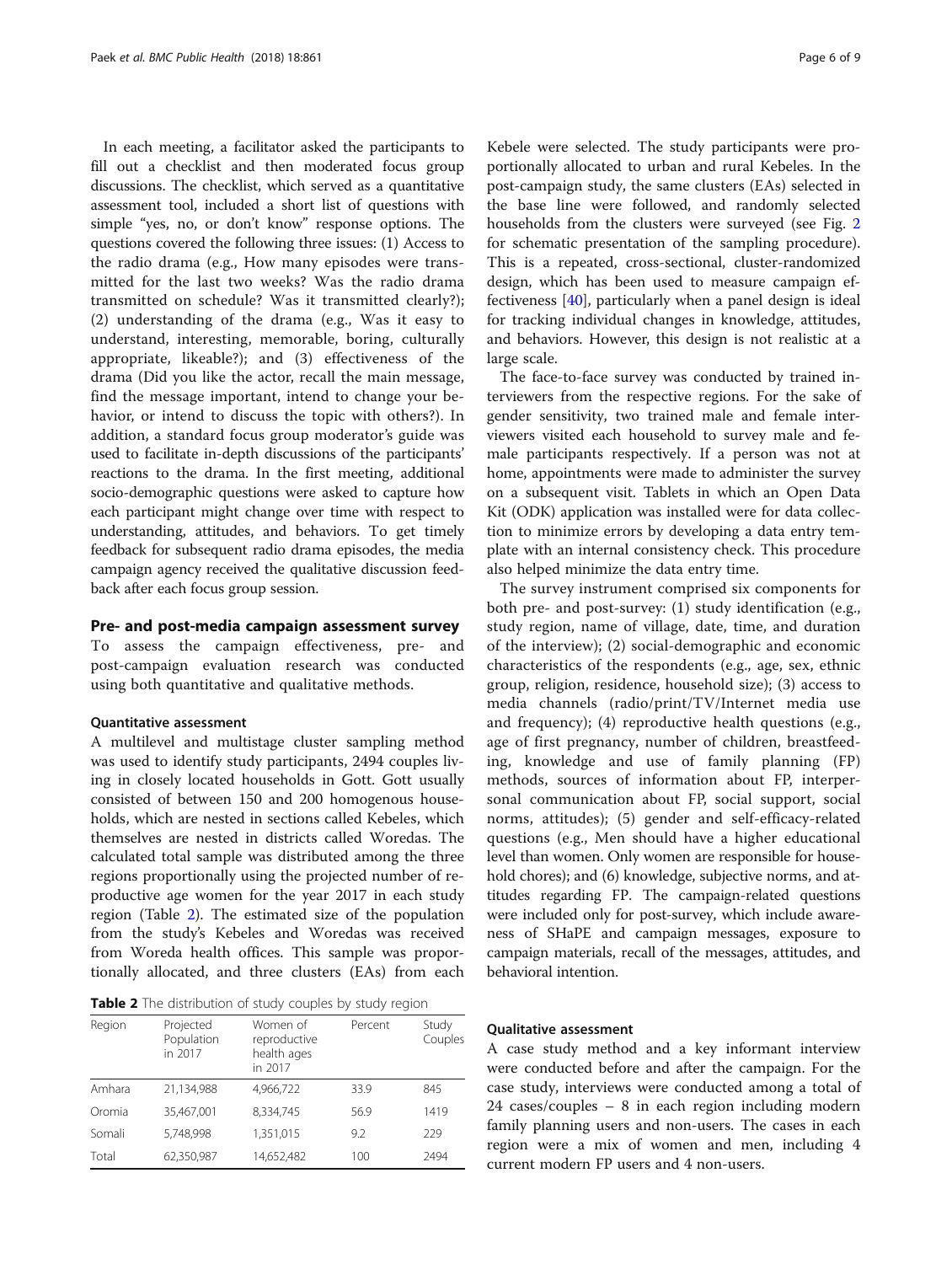In each meeting, a facilitator asked the participants to fill out a checklist and then moderated focus group discussions. The checklist, which served as a quantitative assessment tool, included a short list of questions with simple "yes, no, or don't know" response options. The questions covered the following three issues: (1) Access to the radio drama (e.g., How many episodes were transmitted for the last two weeks? Was the radio drama transmitted on schedule? Was it transmitted clearly?); (2) understanding of the drama (e.g., Was it easy to understand, interesting, memorable, boring, culturally appropriate, likeable?); and (3) effectiveness of the drama (Did you like the actor, recall the main message, find the message important, intend to change your behavior, or intend to discuss the topic with others?). In addition, a standard focus group moderator's guide was used to facilitate in-depth discussions of the participants' reactions to the drama. In the first meeting, additional socio-demographic questions were asked to capture how each participant might change over time with respect to understanding, attitudes, and behaviors. To get timely feedback for subsequent radio drama episodes, the media campaign agency received the qualitative discussion feedback after each focus group session.

## Pre- and post-media campaign assessment survey

To assess the campaign effectiveness, pre- and post-campaign evaluation research was conducted using both quantitative and qualitative methods.

### Quantitative assessment

A multilevel and multistage cluster sampling method was used to identify study participants, 2494 couples living in closely located households in Gott. Gott usually consisted of between 150 and 200 homogenous households, which are nested in sections called Kebeles, which themselves are nested in districts called Woredas. The calculated total sample was distributed among the three regions proportionally using the projected number of reproductive age women for the year 2017 in each study region (Table 2). The estimated size of the population from the study's Kebeles and Woredas was received from Woreda health offices. This sample was proportionally allocated, and three clusters (EAs) from each Kebele were selected. The study participants were proportionally allocated to urban and rural Kebeles. In the post-campaign study, the same clusters (EAs) selected in the base line were followed, and randomly selected households from the clusters were surveyed (see Fig. 2 for schematic presentation of the sampling procedure). This is a repeated, cross-sectional, cluster-randomized design, which has been used to measure campaign effectiveness [40], particularly when a panel design is ideal for tracking individual changes in knowledge, attitudes, and behaviors. However, this design is not realistic at a large scale.

**Table 2** The distribution of study couples by study region

| Region | Projected Population in 2017 | Women of reproductive health ages in 2017 | Percent | Study Couples |
|---|---|---|---|---|
| Amhara | 21,134,988 | 4,966,722 | 33.9 | 845 |
| Oromia | 35,467,001 | 8,334,745 | 56.9 | 1419 |
| Somali | 5,748,998 | 1,351,015 | 9.2 | 229 |
| Total | 62,350,987 | 14,652,482 | 100 | 2494 |

The face-to-face survey was conducted by trained interviewers from the respective regions. For the sake of gender sensitivity, two trained male and female interviewers visited each household to survey male and female participants respectively. If a person was not at home, appointments were made to administer the survey on a subsequent visit. Tablets in which an Open Data Kit (ODK) application was installed were for data collection to minimize errors by developing a data entry template with an internal consistency check. This procedure also helped minimize the data entry time.

The survey instrument comprised six components for both pre- and post-survey: (1) study identification (e.g., study region, name of village, date, time, and duration of the interview); (2) social-demographic and economic characteristics of the respondents (e.g., age, sex, ethnic group, religion, residence, household size); (3) access to media channels (radio/print/TV/Internet media use and frequency); (4) reproductive health questions (e.g., age of first pregnancy, number of children, breastfeeding, knowledge and use of family planning (FP) methods, sources of information about FP, interpersonal communication about FP, social support, social norms, attitudes); (5) gender and self-efficacy-related questions (e.g., Men should have a higher educational level than women. Only women are responsible for household chores); and (6) knowledge, subjective norms, and attitudes regarding FP. The campaign-related questions were included only for post-survey, which include awareness of SHaPE and campaign messages, exposure to campaign materials, recall of the messages, attitudes, and behavioral intention.

### Qualitative assessment

A case study method and a key informant interview were conducted before and after the campaign. For the case study, interviews were conducted among a total of 24 cases/couples – 8 in each region including modern family planning users and non-users. The cases in each region were a mix of women and men, including 4 current modern FP users and 4 non-users.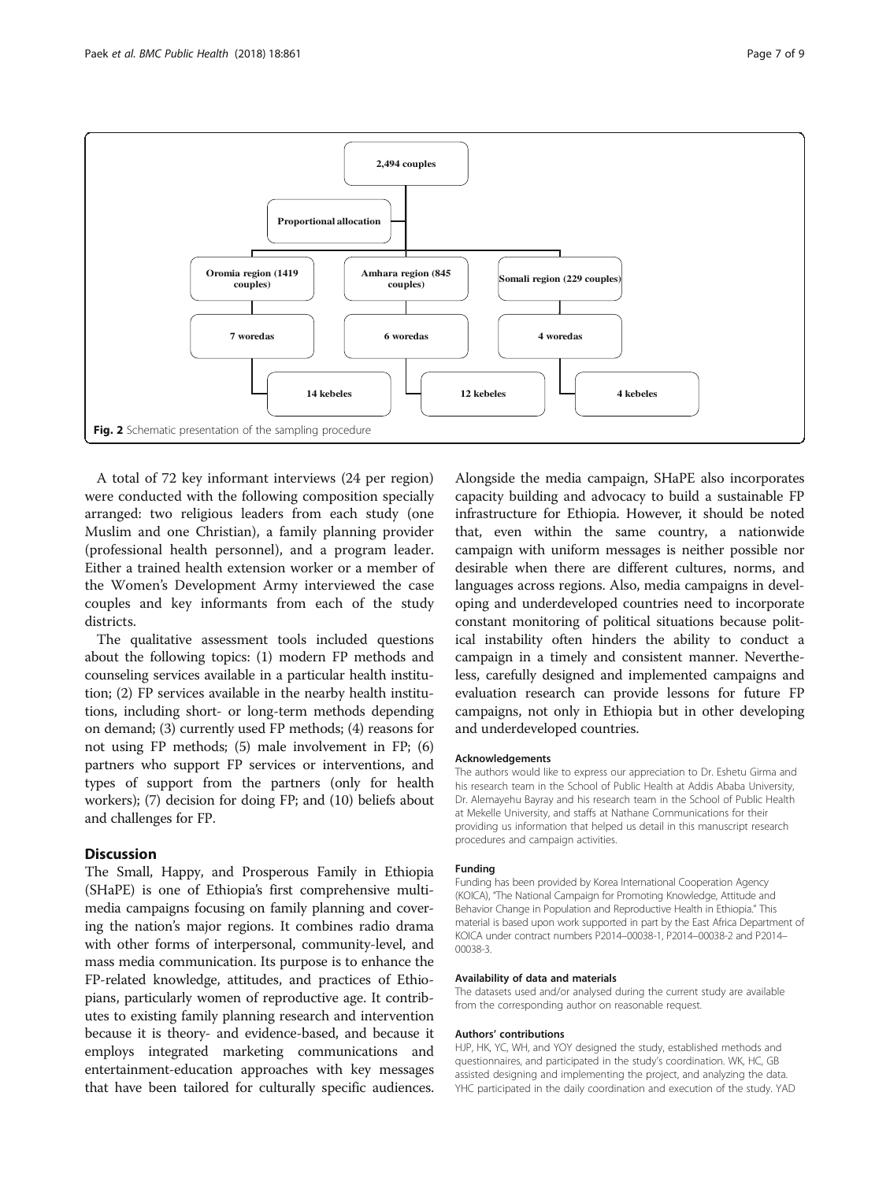2,494 couples

Proportional allocation

Oromia region (1419 couples)

Amhara region (845 couples)

Somali region (229 couples)

7 woredas

6 woredas

4 woredas

14 kebeles

12 kebeles

4 kebeles

**Fig. 2** Schematic presentation of the sampling procedure

A total of 72 key informant interviews (24 per region) were conducted with the following composition specially arranged: two religious leaders from each study (one Muslim and one Christian), a family planning provider (professional health personnel), and a program leader. Either a trained health extension worker or a member of the Women's Development Army interviewed the case couples and key informants from each of the study districts.

The qualitative assessment tools included questions about the following topics: (1) modern FP methods and counseling services available in a particular health institution; (2) FP services available in the nearby health institutions, including short- or long-term methods depending on demand; (3) currently used FP methods; (4) reasons for not using FP methods; (5) male involvement in FP; (6) partners who support FP services or interventions, and types of support from the partners (only for health workers); (7) decision for doing FP; and (10) beliefs about and challenges for FP.

## Discussion

The Small, Happy, and Prosperous Family in Ethiopia (SHaPE) is one of Ethiopia's first comprehensive multimedia campaigns focusing on family planning and covering the nation's major regions. It combines radio drama with other forms of interpersonal, community-level, and mass media communication. Its purpose is to enhance the FP-related knowledge, attitudes, and practices of Ethiopians, particularly women of reproductive age. It contributes to existing family planning research and intervention because it is theory- and evidence-based, and because it employs integrated marketing communications and entertainment-education approaches with key messages that have been tailored for culturally specific audiences. Alongside the media campaign, SHaPE also incorporates capacity building and advocacy to build a sustainable FP infrastructure for Ethiopia. However, it should be noted that, even within the same country, a nationwide campaign with uniform messages is neither possible nor desirable when there are different cultures, norms, and languages across regions. Also, media campaigns in developing and underdeveloped countries need to incorporate constant monitoring of political situations because political instability often hinders the ability to conduct a campaign in a timely and consistent manner. Nevertheless, carefully designed and implemented campaigns and evaluation research can provide lessons for future FP campaigns, not only in Ethiopia but in other developing and underdeveloped countries.

#### Acknowledgements

The authors would like to express our appreciation to Dr. Eshetu Girma and his research team in the School of Public Health at Addis Ababa University, Dr. Alemayehu Bayray and his research team in the School of Public Health at Mekelle University, and staffs at Nathane Communications for their providing us information that helped us detail in this manuscript research procedures and campaign activities.

#### Funding

Funding has been provided by Korea International Cooperation Agency (KOICA), "The National Campaign for Promoting Knowledge, Attitude and Behavior Change in Population and Reproductive Health in Ethiopia." This material is based upon work supported in part by the East Africa Department of KOICA under contract numbers P2014–00038-1, P2014–00038-2 and P2014–00038-3.

#### Availability of data and materials

The datasets used and/or analysed during the current study are available from the corresponding author on reasonable request.

#### Authors' contributions

HJP, HK, YC, WH, and YOY designed the study, established methods and questionnaires, and participated in the study's coordination. WK, HC, GB assisted designing and implementing the project, and analyzing the data. YHC participated in the daily coordination and execution of the study. YAD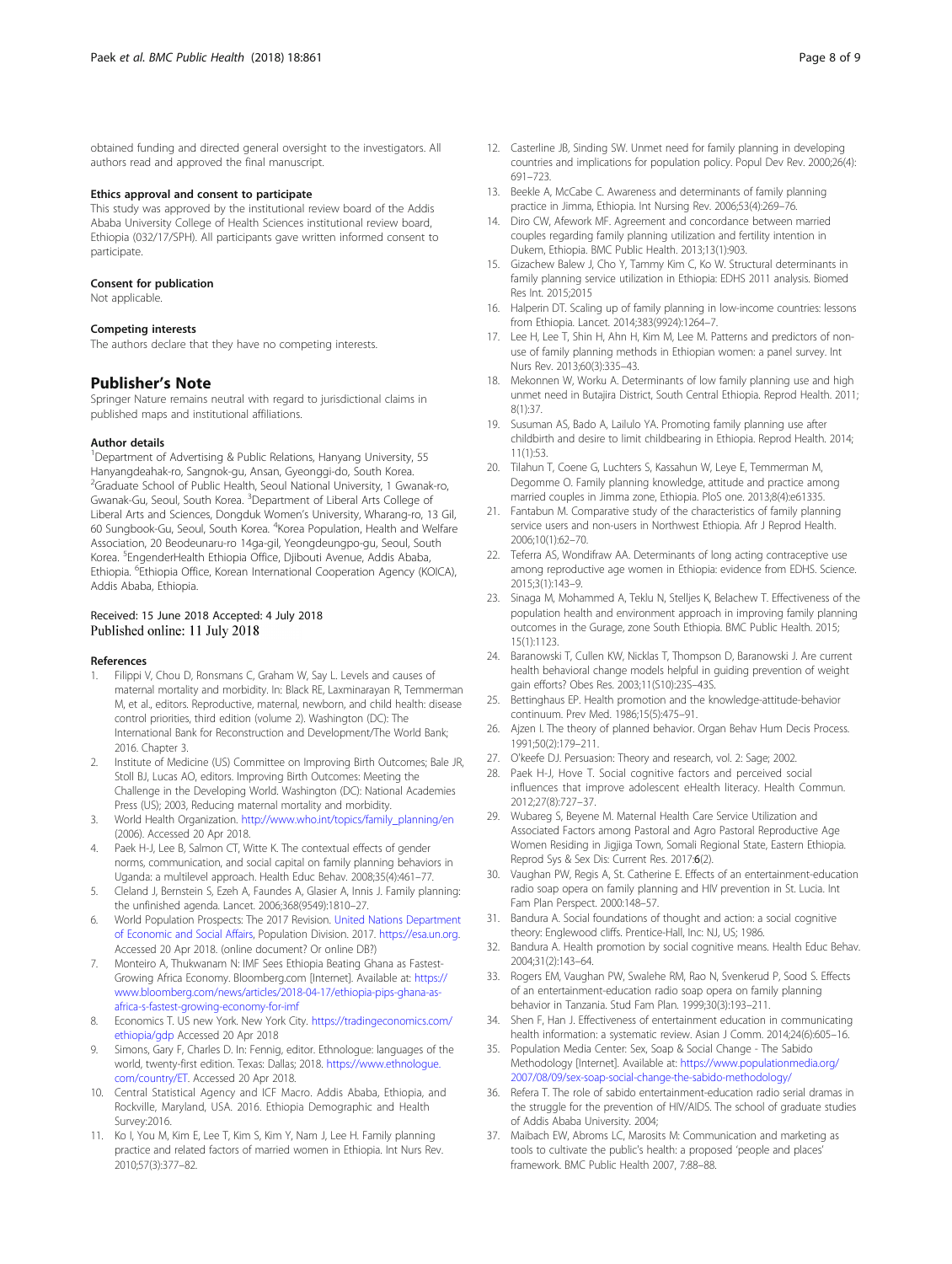obtained funding and directed general oversight to the investigators. All authors read and approved the final manuscript.

### Ethics approval and consent to participate

This study was approved by the institutional review board of the Addis Ababa University College of Health Sciences institutional review board, Ethiopia (032/17/SPH). All participants gave written informed consent to participate.

### Consent for publication

Not applicable.

### Competing interests

The authors declare that they have no competing interests.

## Publisher's Note

Springer Nature remains neutral with regard to jurisdictional claims in published maps and institutional affiliations.

### Author details

[1]Department of Advertising & Public Relations, Hanyang University, 55 Hanyangdeahak-ro, Sangnok-gu, Ansan, Gyeonggi-do, South Korea. [2]Graduate School of Public Health, Seoul National University, 1 Gwanak-ro, Gwanak-Gu, Seoul, South Korea. [3]Department of Liberal Arts College of Liberal Arts and Sciences, Dongduk Women's University, Wharang-ro, 13 Gil, 60 Sungbook-Gu, Seoul, South Korea. [4]Korea Population, Health and Welfare Association, 20 Beodeunaru-ro 14ga-gil, Yeongdeungpo-gu, Seoul, South Korea. [5]EngenderHealth Ethiopia Office, Djibouti Avenue, Addis Ababa, Ethiopia. [6]Ethiopia Office, Korean International Cooperation Agency (KOICA), Addis Ababa, Ethiopia.

Received: 15 June 2018 Accepted: 4 July 2018
Published online: 11 July 2018

### References

1. Filippi V, Chou D, Ronsmans C, Graham W, Say L. Levels and causes of maternal mortality and morbidity. In: Black RE, Laxminarayan R, Temmerman M, et al., editors. Reproductive, maternal, newborn, and child health: disease control priorities, third edition (volume 2). Washington (DC): The International Bank for Reconstruction and Development/The World Bank; 2016. Chapter 3.
2. Institute of Medicine (US) Committee on Improving Birth Outcomes; Bale JR, Stoll BJ, Lucas AO, editors. Improving Birth Outcomes: Meeting the Challenge in the Developing World. Washington (DC): National Academies Press (US); 2003, Reducing maternal mortality and morbidity.
3. World Health Organization. http://www.who.int/topics/family_planning/en (2006). Accessed 20 Apr 2018.
4. Paek H-J, Lee B, Salmon CT, Witte K. The contextual effects of gender norms, communication, and social capital on family planning behaviors in Uganda: a multilevel approach. Health Educ Behav. 2008;35(4):461–77.
5. Cleland J, Bernstein S, Ezeh A, Faundes A, Glasier A, Innis J. Family planning: the unfinished agenda. Lancet. 2006;368(9549):1810–27.
6. World Population Prospects: The 2017 Revision. United Nations Department of Economic and Social Affairs, Population Division. 2017. https://esa.un.org. Accessed 20 Apr 2018. (online document? Or online DB?)
7. Monteiro A, Thukwanam N: IMF Sees Ethiopia Beating Ghana as Fastest-Growing Africa Economy. Bloomberg.com [Internet]. Available at: https://www.bloomberg.com/news/articles/2018-04-17/ethiopia-pips-ghana-as-africa-s-fastest-growing-economy-for-imf
8. Economics T. US new York. New York City. https://tradingeconomics.com/ethiopia/gdp Accessed 20 Apr 2018
9. Simons, Gary F, Charles D. In: Fennig, editor. Ethnologue: languages of the world, twenty-first edition. Texas: Dallas; 2018. https://www.ethnologue.com/country/ET. Accessed 20 Apr 2018.
10. Central Statistical Agency and ICF Macro. Addis Ababa, Ethiopia, and Rockville, Maryland, USA. 2016. Ethiopia Demographic and Health Survey:2016.
11. Ko I, You M, Kim E, Lee T, Kim S, Kim Y, Nam J, Lee H. Family planning practice and related factors of married women in Ethiopia. Int Nurs Rev. 2010;57(3):377–82.
12. Casterline JB, Sinding SW. Unmet need for family planning in developing countries and implications for population policy. Popul Dev Rev. 2000;26(4):691–723.
13. Beekle A, McCabe C. Awareness and determinants of family planning practice in Jimma, Ethiopia. Int Nursing Rev. 2006;53(4):269–76.
14. Diro CW, Afework MF. Agreement and concordance between married couples regarding family planning utilization and fertility intention in Dukem, Ethiopia. BMC Public Health. 2013;13(1):903.
15. Gizachew Balew J, Cho Y, Tammy Kim C, Ko W. Structural determinants in family planning service utilization in Ethiopia: EDHS 2011 analysis. Biomed Res Int. 2015;2015
16. Halperin DT. Scaling up of family planning in low-income countries: lessons from Ethiopia. Lancet. 2014;383(9924):1264–7.
17. Lee H, Lee T, Shin H, Ahn H, Kim M, Lee M. Patterns and predictors of non-use of family planning methods in Ethiopian women: a panel survey. Int Nurs Rev. 2013;60(3):335–43.
18. Mekonnen W, Worku A. Determinants of low family planning use and high unmet need in Butajira District, South Central Ethiopia. Reprod Health. 2011;8(1):37.
19. Susuman AS, Bado A, Lailulo YA. Promoting family planning use after childbirth and desire to limit childbearing in Ethiopia. Reprod Health. 2014;11(1):53.
20. Tilahun T, Coene G, Luchters S, Kassahun W, Leye E, Temmerman M, Degomme O. Family planning knowledge, attitude and practice among married couples in Jimma zone, Ethiopia. PloS one. 2013;8(4):e61335.
21. Fantabun M. Comparative study of the characteristics of family planning service users and non-users in Northwest Ethiopia. Afr J Reprod Health. 2006;10(1):62–70.
22. Teferra AS, Wondifraw AA. Determinants of long acting contraceptive use among reproductive age women in Ethiopia: evidence from EDHS. Science. 2015;3(1):143–9.
23. Sinaga M, Mohammed A, Teklu N, Stelljes K, Belachew T. Effectiveness of the population health and environment approach in improving family planning outcomes in the Gurage, zone South Ethiopia. BMC Public Health. 2015;15(1):1123.
24. Baranowski T, Cullen KW, Nicklas T, Thompson D, Baranowski J. Are current health behavioral change models helpful in guiding prevention of weight gain efforts? Obes Res. 2003;11(S10):23S–43S.
25. Bettinghaus EP. Health promotion and the knowledge-attitude-behavior continuum. Prev Med. 1986;15(5):475–91.
26. Ajzen I. The theory of planned behavior. Organ Behav Hum Decis Process. 1991;50(2):179–211.
27. O'keefe DJ. Persuasion: Theory and research, vol. 2: Sage; 2002.
28. Paek H-J, Hove T. Social cognitive factors and perceived social influences that improve adolescent eHealth literacy. Health Commun. 2012;27(8):727–37.
29. Wubareg S, Beyene M. Maternal Health Care Service Utilization and Associated Factors among Pastoral and Agro Pastoral Reproductive Age Women Residing in Jigjiga Town, Somali Regional State, Eastern Ethiopia. Reprod Sys & Sex Dis: Current Res. 2017:**6**(2).
30. Vaughan PW, Regis A, St. Catherine E. Effects of an entertainment-education radio soap opera on family planning and HIV prevention in St. Lucia. Int Fam Plan Perspect. 2000:148–57.
31. Bandura A. Social foundations of thought and action: a social cognitive theory: Englewood cliffs. Prentice-Hall, Inc: NJ, US; 1986.
32. Bandura A. Health promotion by social cognitive means. Health Educ Behav. 2004;31(2):143–64.
33. Rogers EM, Vaughan PW, Swalehe RM, Rao N, Svenkerud P, Sood S. Effects of an entertainment-education radio soap opera on family planning behavior in Tanzania. Stud Fam Plan. 1999;30(3):193–211.
34. Shen F, Han J. Effectiveness of entertainment education in communicating health information: a systematic review. Asian J Comm. 2014;24(6):605–16.
35. Population Media Center: Sex, Soap & Social Change - The Sabido Methodology [Internet]. Available at: https://www.populationmedia.org/2007/08/09/sex-soap-social-change-the-sabido-methodology/
36. Refera T. The role of sabido entertainment-education radio serial dramas in the struggle for the prevention of HIV/AIDS. The school of graduate studies of Addis Ababa University. 2004;
37. Maibach EW, Abroms LC, Marosits M: Communication and marketing as tools to cultivate the public's health: a proposed 'people and places' framework. BMC Public Health 2007, 7:88–88.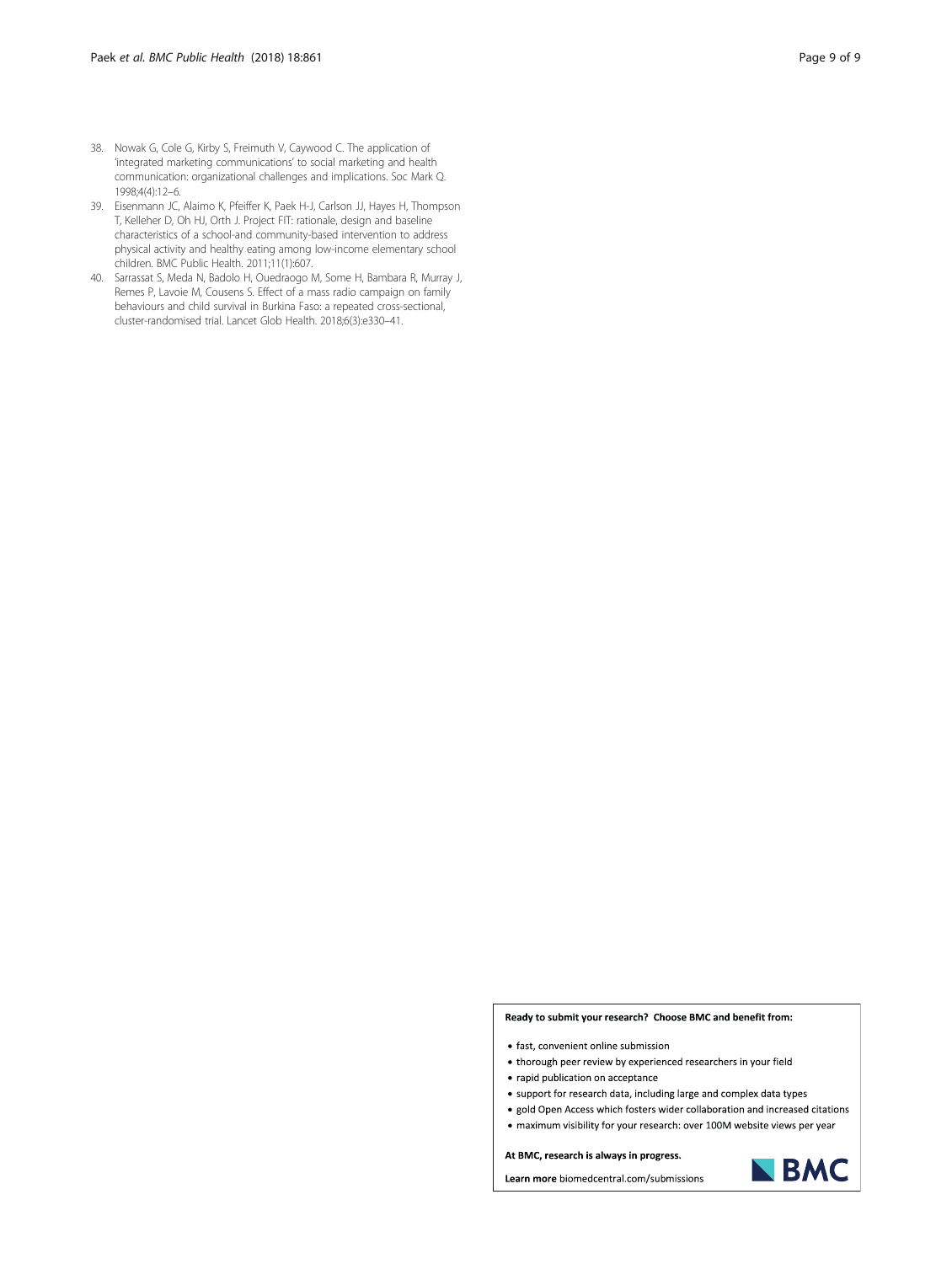38. Nowak G, Cole G, Kirby S, Freimuth V, Caywood C. The application of 'integrated marketing communications' to social marketing and health communication: organizational challenges and implications. Soc Mark Q. 1998;4(4):12–6.
39. Eisenmann JC, Alaimo K, Pfeiffer K, Paek H-J, Carlson JJ, Hayes H, Thompson T, Kelleher D, Oh HJ, Orth J. Project FIT: rationale, design and baseline characteristics of a school-and community-based intervention to address physical activity and healthy eating among low-income elementary school children. BMC Public Health. 2011;11(1):607.
40. Sarrassat S, Meda N, Badolo H, Ouedraogo M, Some H, Bambara R, Murray J, Remes P, Lavoie M, Cousens S. Effect of a mass radio campaign on family behaviours and child survival in Burkina Faso: a repeated cross-sectional, cluster-randomised trial. Lancet Glob Health. 2018;6(3):e330–41.

**Ready to submit your research? Choose BMC and benefit from:**

- fast, convenient online submission
- thorough peer review by experienced researchers in your field
- rapid publication on acceptance
- support for research data, including large and complex data types
- gold Open Access which fosters wider collaboration and increased citations
- maximum visibility for your research: over 100M website views per year

**At BMC, research is always in progress.**

**Learn more** biomedcentral.com/submissions

BMC